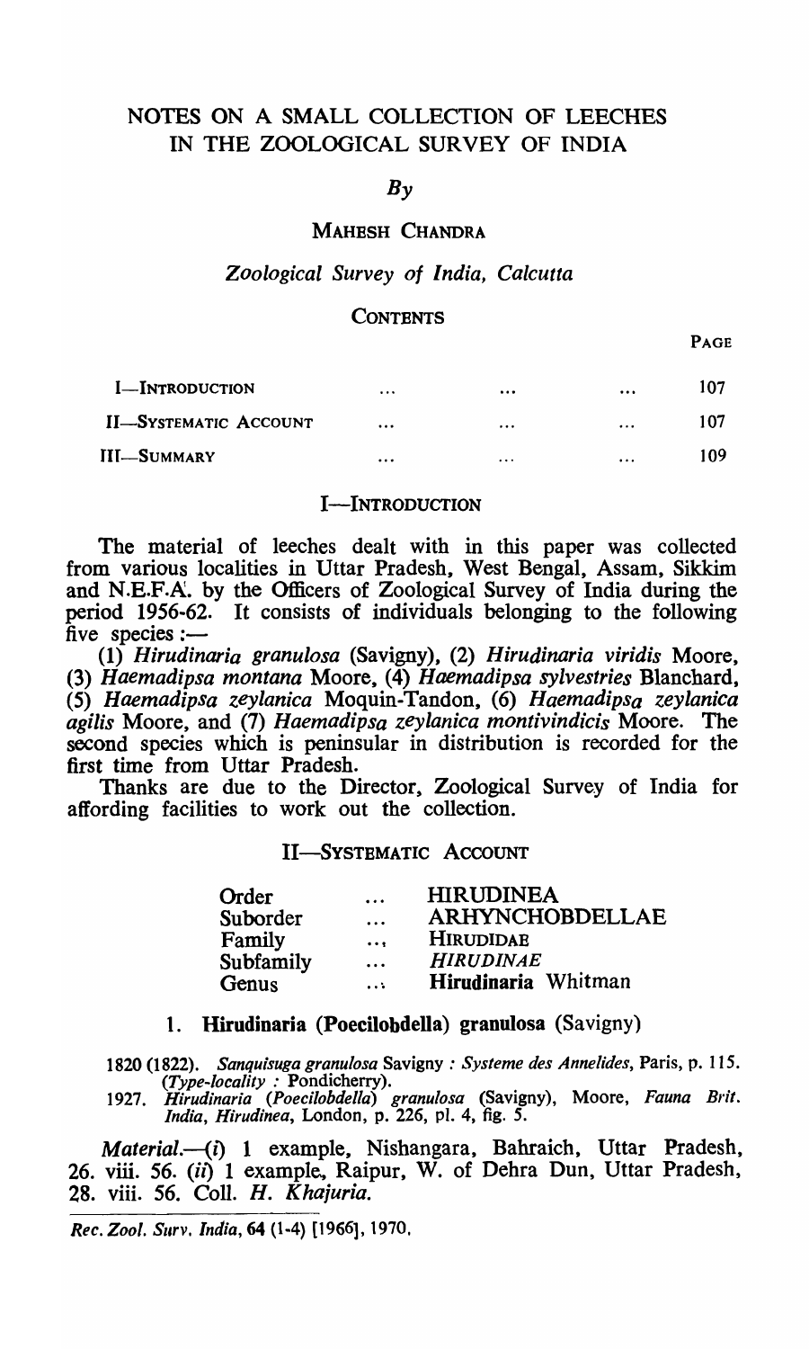# NOTES ON A SMALL COLLECTION OF LEECHES IN THE ZOOLOGICAL SURVEY OF INDIA

*By*

MAHESH CHANDRA

*Zoological Survey of India, Calcutta*

**CONTENTS**

| | | | | PAGE |
|---|---|---|---|---|
| I—INTRODUCTION | ... | ... | ... | 107 |
| II—SYSTEMATIC ACCOUNT | ... | ... | ... | 107 |
| III—SUMMARY | ... | ... | ... | 109 |

## I—INTRODUCTION

The material of leeches dealt with in this paper was collected from various localities in Uttar Pradesh, West Bengal, Assam, Sikkim and N.E.F.A. by the Officers of Zoological Survey of India during the period 1956-62. It consists of individuals belonging to the following five species :—

(1) *Hirudinaria granulosa* (Savigny), (2) *Hirudinaria viridis* Moore, (3) *Haemadipsa montana* Moore, (4) *Haemadipsa sylvestries* Blanchard, (5) *Haemadipsa zeylanica* Moquin-Tandon, (6) *Haemadipsa zeylanica agilis* Moore, and (7) *Haemadipsa zeylanica montivindicis* Moore. The second species which is peninsular in distribution is recorded for the first time from Uttar Pradesh.

Thanks are due to the Director, Zoological Survey of India for affording facilities to work out the collection.

## II—SYSTEMATIC ACCOUNT

| | | |
|---|---|---|
| Order | ... | HIRUDINEA |
| Suborder | ... | ARHYNCHOBDELLAE |
| Family | ... | HIRUDIDAE |
| Subfamily | ... | *HIRUDINAE* |
| Genus | ... | **Hirudinaria** Whitman |

### 1. Hirudinaria (Poecilobdella) granulosa (Savigny)

1820 (1822). *Sanquisuga granulosa* Savigny : *Systeme des Annelides*, Paris, p. 115. (*Type-locality* : Pondicherry).

1927. *Hirudinaria (Poecilobdella) granulosa* (Savigny), Moore, *Fauna Brit. India, Hirudinea*, London, p. 226, pl. 4, fig. 5.

*Material*.—(*i*) 1 example, Nishangara, Bahraich, Uttar Pradesh, 26. viii. 56. (*ii*) 1 example, Raipur, W. of Dehra Dun, Uttar Pradesh, 28. viii. 56. Coll. *H. Khajuria*.

*Rec. Zool. Surv. India*, 64 (1-4) [1966], 1970.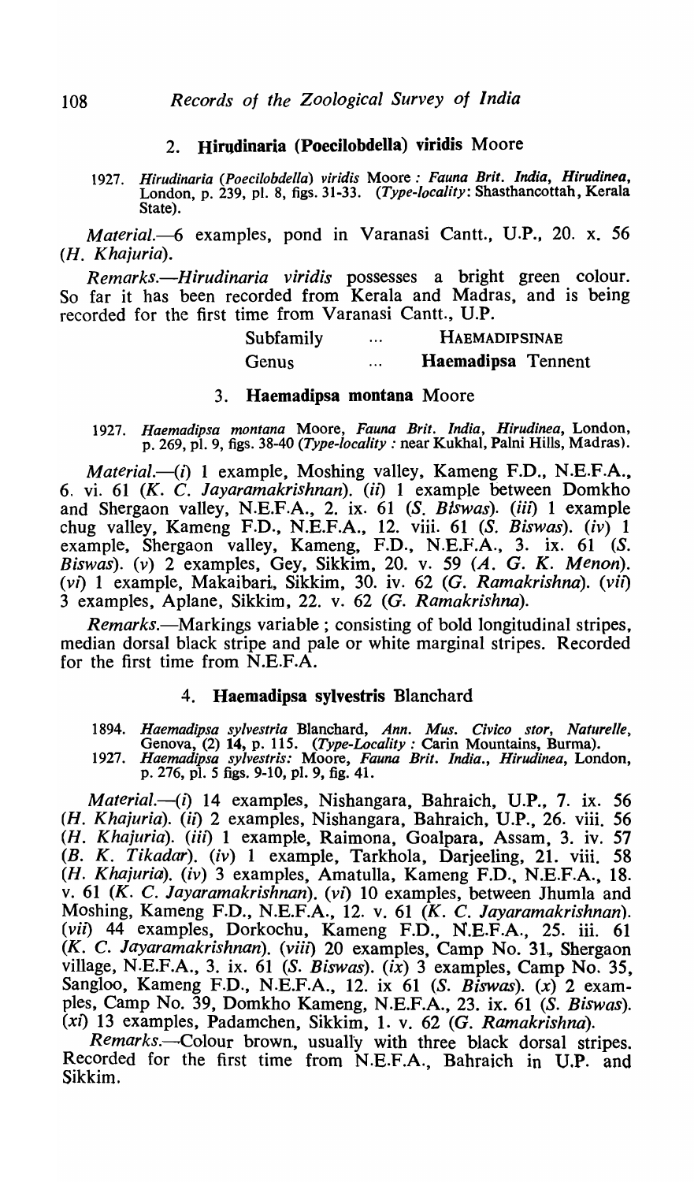## 2. **Hirudinaria (Poecilobdella) viridis** Moore

1927. *Hirudinaria (Poecilobdella) viridis* Moore : *Fauna Brit. India, Hirudinea*, London, p. 239, pl. 8, figs. 31-33. (*Type-locality*: Shasthancottah, Kerala State).

*Material.*—6 examples, pond in Varanasi Cantt., U.P., 20. x. 56 (*H. Khajuria*).

*Remarks.*—*Hirudinaria viridis* possesses a bright green colour. So far it has been recorded from Kerala and Madras, and is being recorded for the first time from Varanasi Cantt., U.P.

Subfamily ... HAEMADIPSINAE

Genus ... **Haemadipsa Tennent**

## 3. **Haemadipsa montana** Moore

1927. *Haemadipsa montana* Moore, *Fauna Brit. India, Hirudinea*, London, p. 269, pl. 9, figs. 38-40 (*Type-locality* : near Kukhal, Palni Hills, Madras).

*Material.*—(*i*) 1 example, Moshing valley, Kameng F.D., N.E.F.A., 6. vi. 61 (*K. C. Jayaramakrishnan*). (*ii*) 1 example between Domkho and Shergaon valley, N.E.F.A., 2. ix. 61 (*S. Biswas*). (*iii*) 1 example chug valley, Kameng F.D., N.E.F.A., 12. viii. 61 (*S. Biswas*). (*iv*) 1 example, Shergaon valley, Kameng, F.D., N.E.F.A., 3. ix. 61 (*S. Biswas*). (*v*) 2 examples, Gey, Sikkim, 20. v. 59 (*A. G. K. Menon*). (*vi*) 1 example, Makaibari, Sikkim, 30. iv. 62 (*G. Ramakrishna*). (*vii*) 3 examples, Aplane, Sikkim, 22. v. 62 (*G. Ramakrishna*).

*Remarks.*—Markings variable ; consisting of bold longitudinal stripes, median dorsal black stripe and pale or white marginal stripes. Recorded for the first time from N.E.F.A.

## 4. **Haemadipsa sylvestris** Blanchard

1894. *Haemadipsa sylvestria* Blanchard, *Ann. Mus. Civico stor, Naturelle*, Genova, (2) 14, p. 115. (*Type-Locality* : Carin Mountains, Burma).
1927. *Haemadipsa sylvestris*: Moore, *Fauna Brit. India., Hirudinea*, London, p. 276, pl. 5 figs. 9-10, pl. 9, fig. 41.

*Material.*—(*i*) 14 examples, Nishangara, Bahraich, U.P., 7. ix. 56 (*H. Khajuria*). (*ii*) 2 examples, Nishangara, Bahraich, U.P., 26. viii. 56 (*H. Khajuria*). (*iii*) 1 example, Raimona, Goalpara, Assam, 3. iv. 57 (*B. K. Tikadar*). (*iv*) 1 example, Tarkhola, Darjeeling, 21. viii. 58 (*H. Khajuria*). (*iv*) 3 examples, Amatulla, Kameng F.D., N.E.F.A., 18. v. 61 (*K. C. Jayaramakrishnan*). (*vi*) 10 examples, between Jhumla and Moshing, Kameng F.D., N.E.F.A., 12. v. 61 (*K. C. Jayaramakrishnan*). (*vii*) 44 examples, Dorkochu, Kameng F.D., N.E.F.A., 25. iii. 61 (*K. C. Jayaramakrishnan*). (*viii*) 20 examples, Camp No. 31, Shergaon village, N.E.F.A., 3. ix. 61 (*S. Biswas*). (*ix*) 3 examples, Camp No. 35, Sangloo, Kameng F.D., N.E.F.A., 12. ix 61 (*S. Biswas*). (*x*) 2 examples, Camp No. 39, Domkho Kameng, N.E.F.A., 23. ix. 61 (*S. Biswas*). (*xi*) 13 examples, Padamchen, Sikkim, 1. v. 62 (*G. Ramakrishna*).

*Remarks.*—Colour brown, usually with three black dorsal stripes. Recorded for the first time from N.E.F.A., Bahraich in U.P. and Sikkim.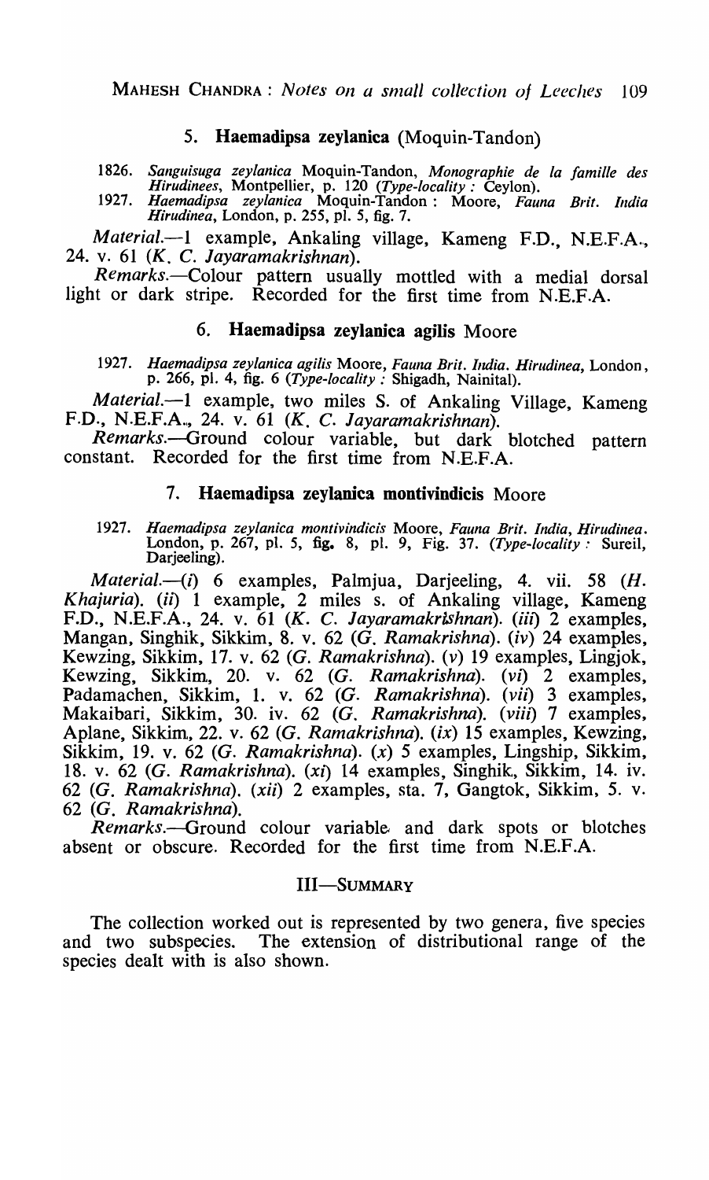### 5. **Haemadipsa zeylanica** (Moquin-Tandon)

1826. *Sanguisuga zeylanica* Moquin-Tandon, *Monographie de la famille des Hirudinees*, Montpellier, p. 120 (*Type-locality* : Ceylon).
1927. *Haemadipsa zeylanica* Moquin-Tandon : Moore, *Fauna Brit. India Hirudinea*, London, p. 255, pl. 5, fig. 7.

*Material*.—1 example, Ankaling village, Kameng F.D., N.E.F.A., 24. v. 61 (*K. C. Jayaramakrishnan*).

*Remarks*.—Colour pattern usually mottled with a medial dorsal light or dark stripe. Recorded for the first time from N.E.F.A.

### 6. **Haemadipsa zeylanica agilis** Moore

1927. *Haemadipsa zeylanica agilis* Moore, *Fauna Brit. India. Hirudinea*, London, p. 266, pl. 4, fig. 6 (*Type-locality* : Shigadh, Nainital).

*Material*.—1 example, two miles S. of Ankaling Village, Kameng F.D., N.E.F.A., 24. v. 61 (*K. C. Jayaramakrishnan*).

*Remarks*.—Ground colour variable, but dark blotched pattern constant. Recorded for the first time from N.E.F.A.

### 7. **Haemadipsa zeylanica montivindicis** Moore

1927. *Haemadipsa zeylanica montivindicis* Moore, *Fauna Brit. India, Hirudinea*. London, p. 267, pl. 5, fig. 8, pl. 9, Fig. 37. (*Type-locality* : Sureil, Darjeeling).

*Material*.—(*i*) 6 examples, Palmjua, Darjeeling, 4. vii. 58 (*H. Khajuria*). (*ii*) 1 example, 2 miles s. of Ankaling village, Kameng F.D., N.E.F.A., 24. v. 61 (*K. C. Jayaramakrishnan*). (*iii*) 2 examples, Mangan, Singhik, Sikkim, 8. v. 62 (*G. Ramakrishna*). (*iv*) 24 examples, Kewzing, Sikkim, 17. v. 62 (*G. Ramakrishna*). (*v*) 19 examples, Lingjok, Kewzing, Sikkim, 20. v. 62 (*G. Ramakrishna*). (*vi*) 2 examples, Padamachen, Sikkim, 1. v. 62 (*G. Ramakrishna*). (*vii*) 3 examples, Makaibari, Sikkim, 30. iv. 62 (*G. Ramakrishna*). (*viii*) 7 examples, Aplane, Sikkim, 22. v. 62 (*G. Ramakrishna*). (*ix*) 15 examples, Kewzing, Sikkim, 19. v. 62 (*G. Ramakrishna*). (*x*) 5 examples, Lingship, Sikkim, 18. v. 62 (*G. Ramakrishna*). (*xi*) 14 examples, Singhik, Sikkim, 14. iv. 62 (*G. Ramakrishna*). (*xii*) 2 examples, sta. 7, Gangtok, Sikkim, 5. v. 62 (*G. Ramakrishna*).

*Remarks*.—Ground colour variable and dark spots or blotches absent or obscure. Recorded for the first time from N.E.F.A.

## III—SUMMARY

The collection worked out is represented by two genera, five species and two subspecies. The extension of distributional range of the species dealt with is also shown.